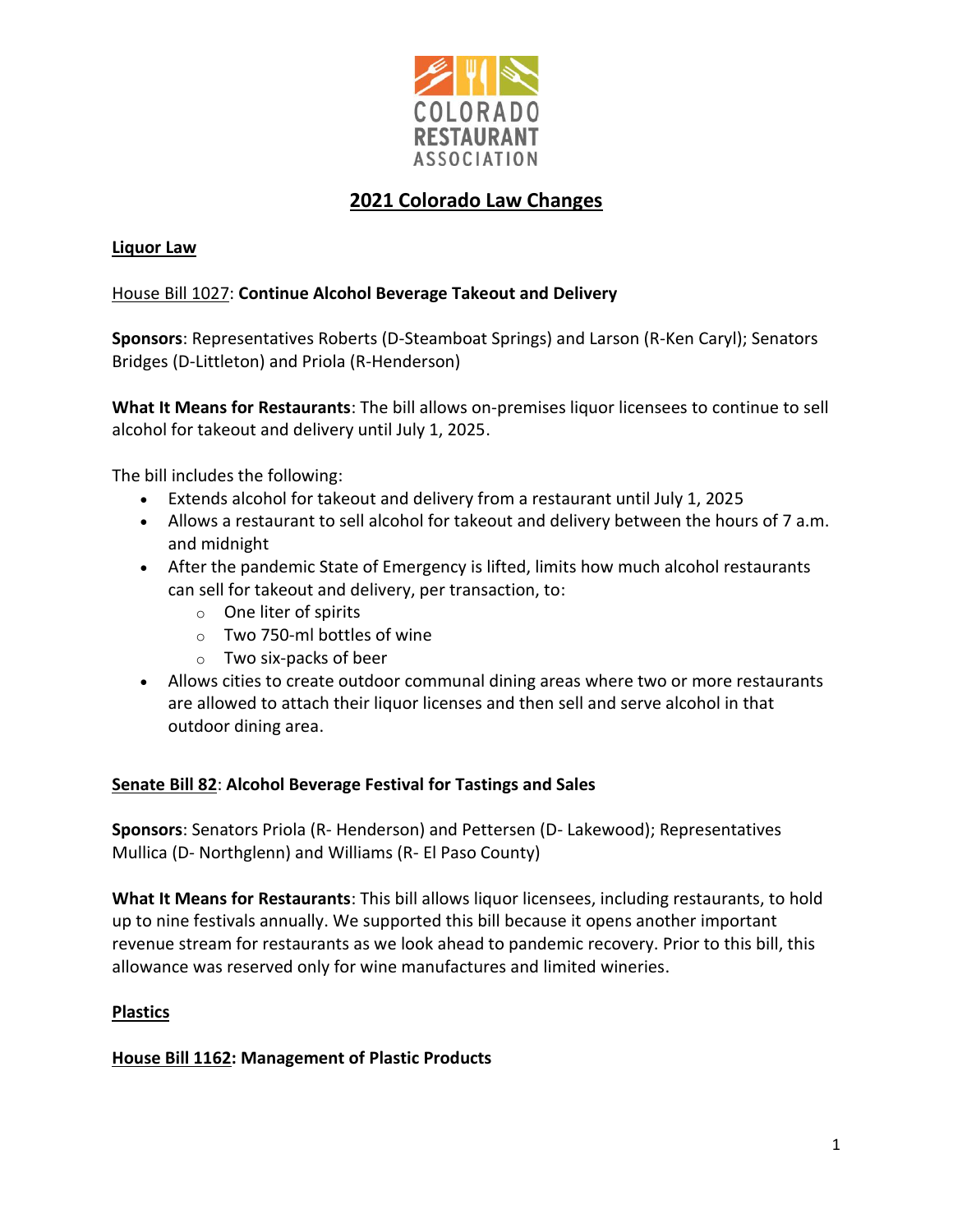COLORADO RESTAURANT ASSOCIATION

# 2021 Colorado Law Changes

## Liquor Law

### House Bill 1027: **Continue Alcohol Beverage Takeout and Delivery**

**Sponsors**: Representatives Roberts (D-Steamboat Springs) and Larson (R-Ken Caryl); Senators Bridges (D-Littleton) and Priola (R-Henderson)

**What It Means for Restaurants**: The bill allows on-premises liquor licensees to continue to sell alcohol for takeout and delivery until July 1, 2025.

The bill includes the following:

- Extends alcohol for takeout and delivery from a restaurant until July 1, 2025
- Allows a restaurant to sell alcohol for takeout and delivery between the hours of 7 a.m. and midnight
- After the pandemic State of Emergency is lifted, limits how much alcohol restaurants can sell for takeout and delivery, per transaction, to:
  - One liter of spirits
  - Two 750-ml bottles of wine
  - Two six-packs of beer
- Allows cities to create outdoor communal dining areas where two or more restaurants are allowed to attach their liquor licenses and then sell and serve alcohol in that outdoor dining area.

### Senate Bill 82: **Alcohol Beverage Festival for Tastings and Sales**

**Sponsors**: Senators Priola (R- Henderson) and Pettersen (D- Lakewood); Representatives Mullica (D- Northglenn) and Williams (R- El Paso County)

**What It Means for Restaurants**: This bill allows liquor licensees, including restaurants, to hold up to nine festivals annually. We supported this bill because it opens another important revenue stream for restaurants as we look ahead to pandemic recovery. Prior to this bill, this allowance was reserved only for wine manufactures and limited wineries.

## Plastics

### House Bill 1162: Management of Plastic Products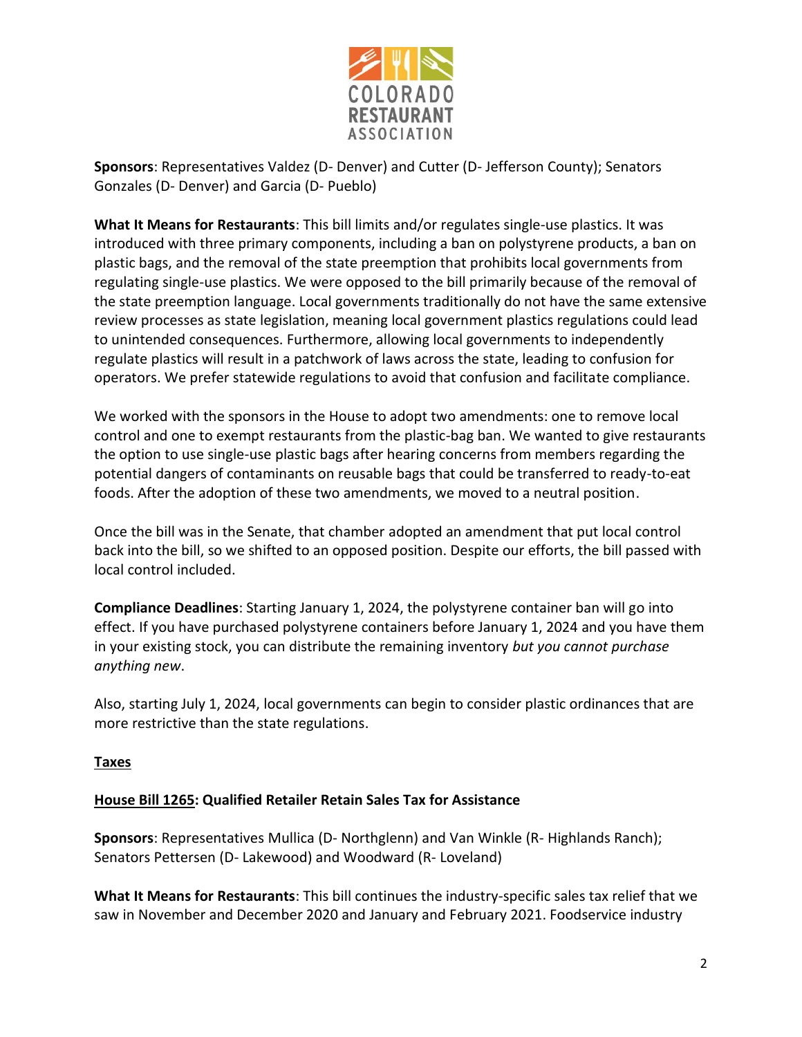**Sponsors**: Representatives Valdez (D- Denver) and Cutter (D- Jefferson County); Senators Gonzales (D- Denver) and Garcia (D- Pueblo)

**What It Means for Restaurants**: This bill limits and/or regulates single-use plastics. It was introduced with three primary components, including a ban on polystyrene products, a ban on plastic bags, and the removal of the state preemption that prohibits local governments from regulating single-use plastics. We were opposed to the bill primarily because of the removal of the state preemption language. Local governments traditionally do not have the same extensive review processes as state legislation, meaning local government plastics regulations could lead to unintended consequences. Furthermore, allowing local governments to independently regulate plastics will result in a patchwork of laws across the state, leading to confusion for operators. We prefer statewide regulations to avoid that confusion and facilitate compliance.

We worked with the sponsors in the House to adopt two amendments: one to remove local control and one to exempt restaurants from the plastic-bag ban. We wanted to give restaurants the option to use single-use plastic bags after hearing concerns from members regarding the potential dangers of contaminants on reusable bags that could be transferred to ready-to-eat foods. After the adoption of these two amendments, we moved to a neutral position.

Once the bill was in the Senate, that chamber adopted an amendment that put local control back into the bill, so we shifted to an opposed position. Despite our efforts, the bill passed with local control included.

**Compliance Deadlines**: Starting January 1, 2024, the polystyrene container ban will go into effect. If you have purchased polystyrene containers before January 1, 2024 and you have them in your existing stock, you can distribute the remaining inventory *but you cannot purchase anything new*.

Also, starting July 1, 2024, local governments can begin to consider plastic ordinances that are more restrictive than the state regulations.

## Taxes

### House Bill 1265: Qualified Retailer Retain Sales Tax for Assistance

**Sponsors**: Representatives Mullica (D- Northglenn) and Van Winkle (R- Highlands Ranch); Senators Pettersen (D- Lakewood) and Woodward (R- Loveland)

**What It Means for Restaurants**: This bill continues the industry-specific sales tax relief that we saw in November and December 2020 and January and February 2021. Foodservice industry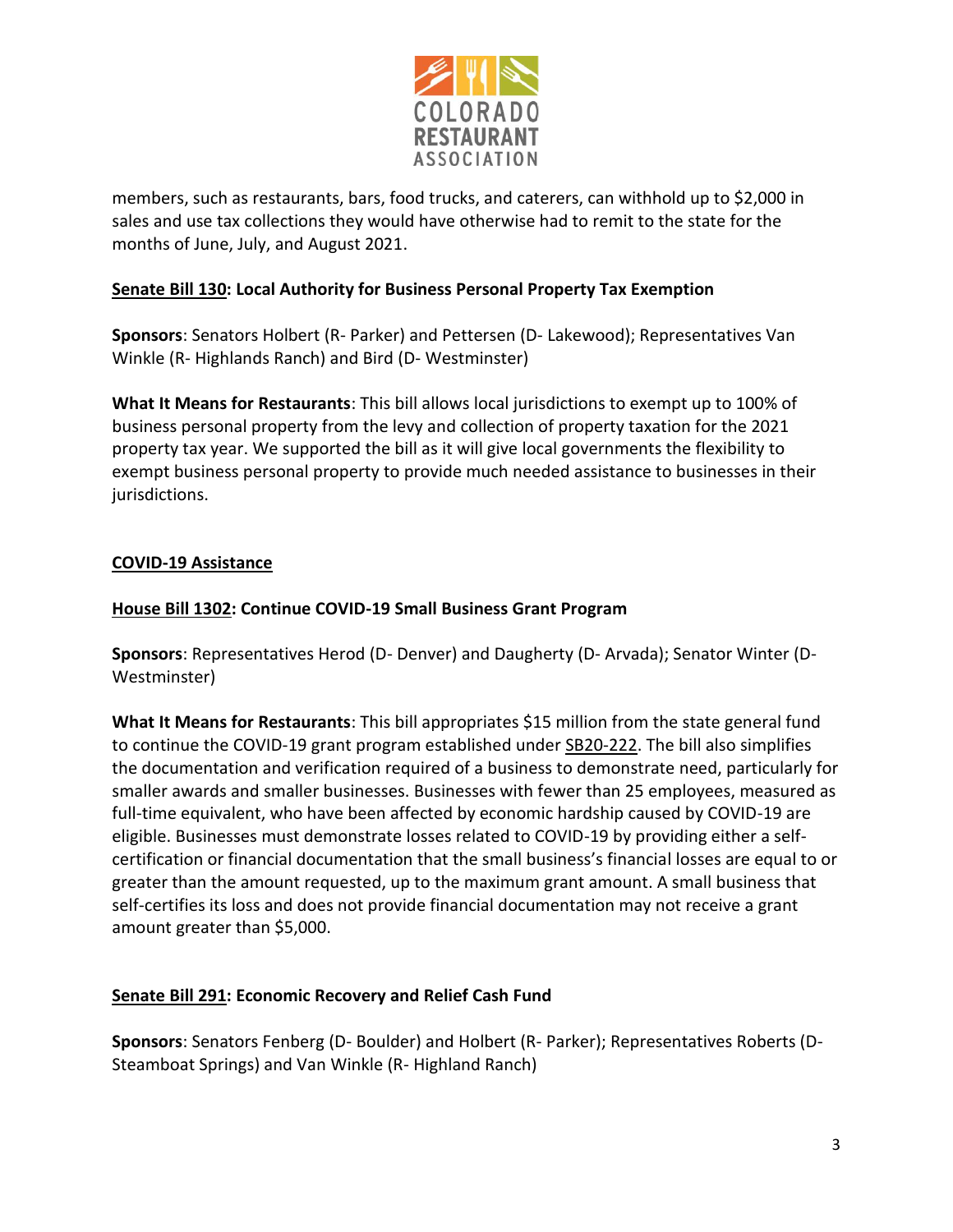members, such as restaurants, bars, food trucks, and caterers, can withhold up to $2,000 in sales and use tax collections they would have otherwise had to remit to the state for the months of June, July, and August 2021.

**Senate Bill 130: Local Authority for Business Personal Property Tax Exemption**

**Sponsors**: Senators Holbert (R- Parker) and Pettersen (D- Lakewood); Representatives Van Winkle (R- Highlands Ranch) and Bird (D- Westminster)

**What It Means for Restaurants**: This bill allows local jurisdictions to exempt up to 100% of business personal property from the levy and collection of property taxation for the 2021 property tax year. We supported the bill as it will give local governments the flexibility to exempt business personal property to provide much needed assistance to businesses in their jurisdictions.

## COVID-19 Assistance

**House Bill 1302: Continue COVID-19 Small Business Grant Program**

**Sponsors**: Representatives Herod (D- Denver) and Daugherty (D- Arvada); Senator Winter (D- Westminster)

**What It Means for Restaurants**: This bill appropriates $15 million from the state general fund to continue the COVID-19 grant program established under SB20-222. The bill also simplifies the documentation and verification required of a business to demonstrate need, particularly for smaller awards and smaller businesses. Businesses with fewer than 25 employees, measured as full-time equivalent, who have been affected by economic hardship caused by COVID-19 are eligible. Businesses must demonstrate losses related to COVID-19 by providing either a self-certification or financial documentation that the small business's financial losses are equal to or greater than the amount requested, up to the maximum grant amount. A small business that self-certifies its loss and does not provide financial documentation may not receive a grant amount greater than $5,000.

**Senate Bill 291: Economic Recovery and Relief Cash Fund**

**Sponsors**: Senators Fenberg (D- Boulder) and Holbert (R- Parker); Representatives Roberts (D- Steamboat Springs) and Van Winkle (R- Highland Ranch)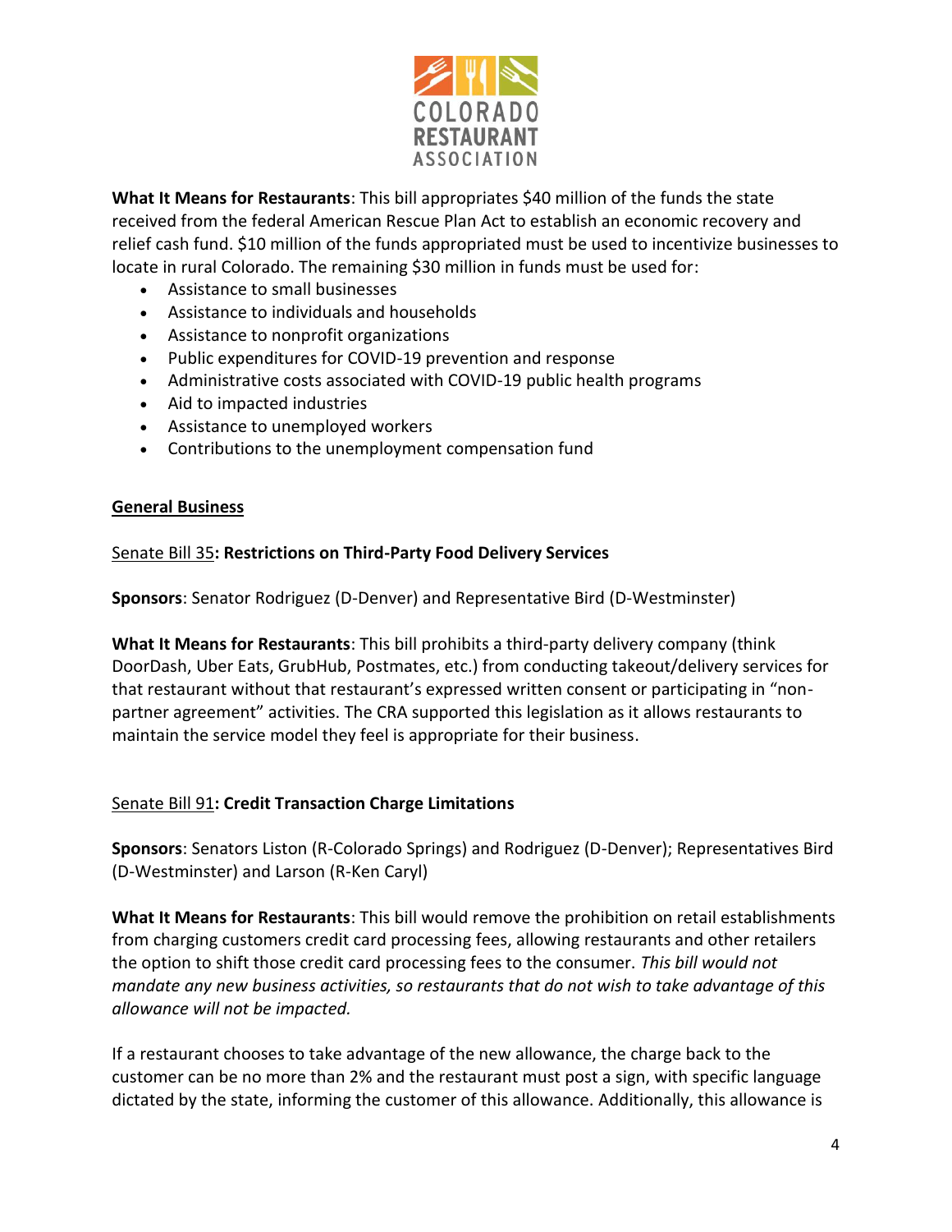**What It Means for Restaurants**: This bill appropriates $40 million of the funds the state received from the federal American Rescue Plan Act to establish an economic recovery and relief cash fund. $10 million of the funds appropriated must be used to incentivize businesses to locate in rural Colorado. The remaining $30 million in funds must be used for:

- Assistance to small businesses
- Assistance to individuals and households
- Assistance to nonprofit organizations
- Public expenditures for COVID-19 prevention and response
- Administrative costs associated with COVID-19 public health programs
- Aid to impacted industries
- Assistance to unemployed workers
- Contributions to the unemployment compensation fund

## General Business

### Senate Bill 35: Restrictions on Third-Party Food Delivery Services

**Sponsors**: Senator Rodriguez (D-Denver) and Representative Bird (D-Westminster)

**What It Means for Restaurants**: This bill prohibits a third-party delivery company (think DoorDash, Uber Eats, GrubHub, Postmates, etc.) from conducting takeout/delivery services for that restaurant without that restaurant's expressed written consent or participating in "non-partner agreement" activities. The CRA supported this legislation as it allows restaurants to maintain the service model they feel is appropriate for their business.

### Senate Bill 91: Credit Transaction Charge Limitations

**Sponsors**: Senators Liston (R-Colorado Springs) and Rodriguez (D-Denver); Representatives Bird (D-Westminster) and Larson (R-Ken Caryl)

**What It Means for Restaurants**: This bill would remove the prohibition on retail establishments from charging customers credit card processing fees, allowing restaurants and other retailers the option to shift those credit card processing fees to the consumer. *This bill would not mandate any new business activities, so restaurants that do not wish to take advantage of this allowance will not be impacted.*

If a restaurant chooses to take advantage of the new allowance, the charge back to the customer can be no more than 2% and the restaurant must post a sign, with specific language dictated by the state, informing the customer of this allowance. Additionally, this allowance is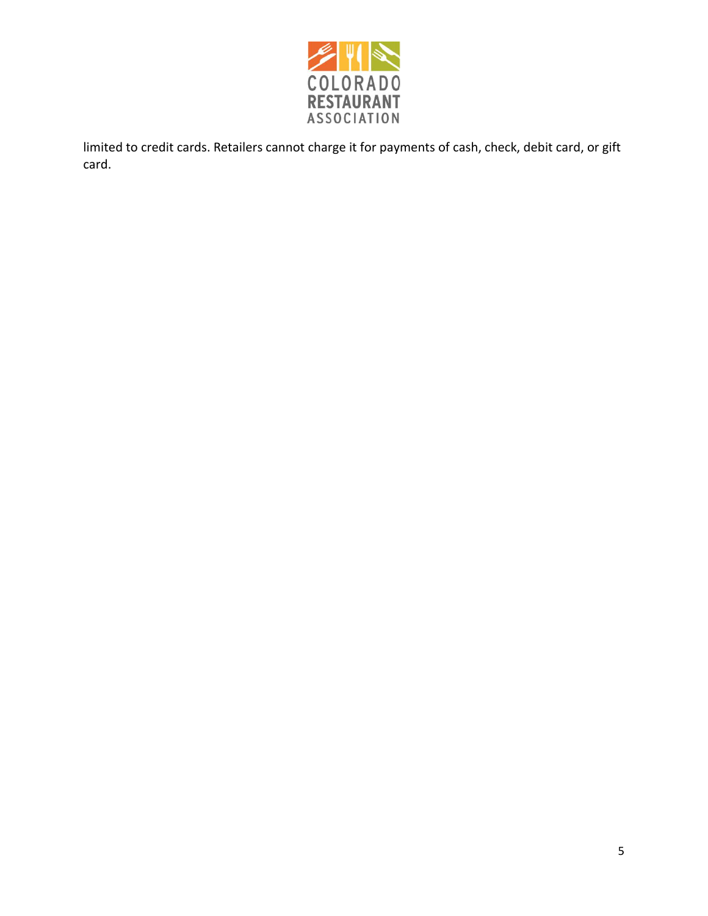limited to credit cards. Retailers cannot charge it for payments of cash, check, debit card, or gift card.